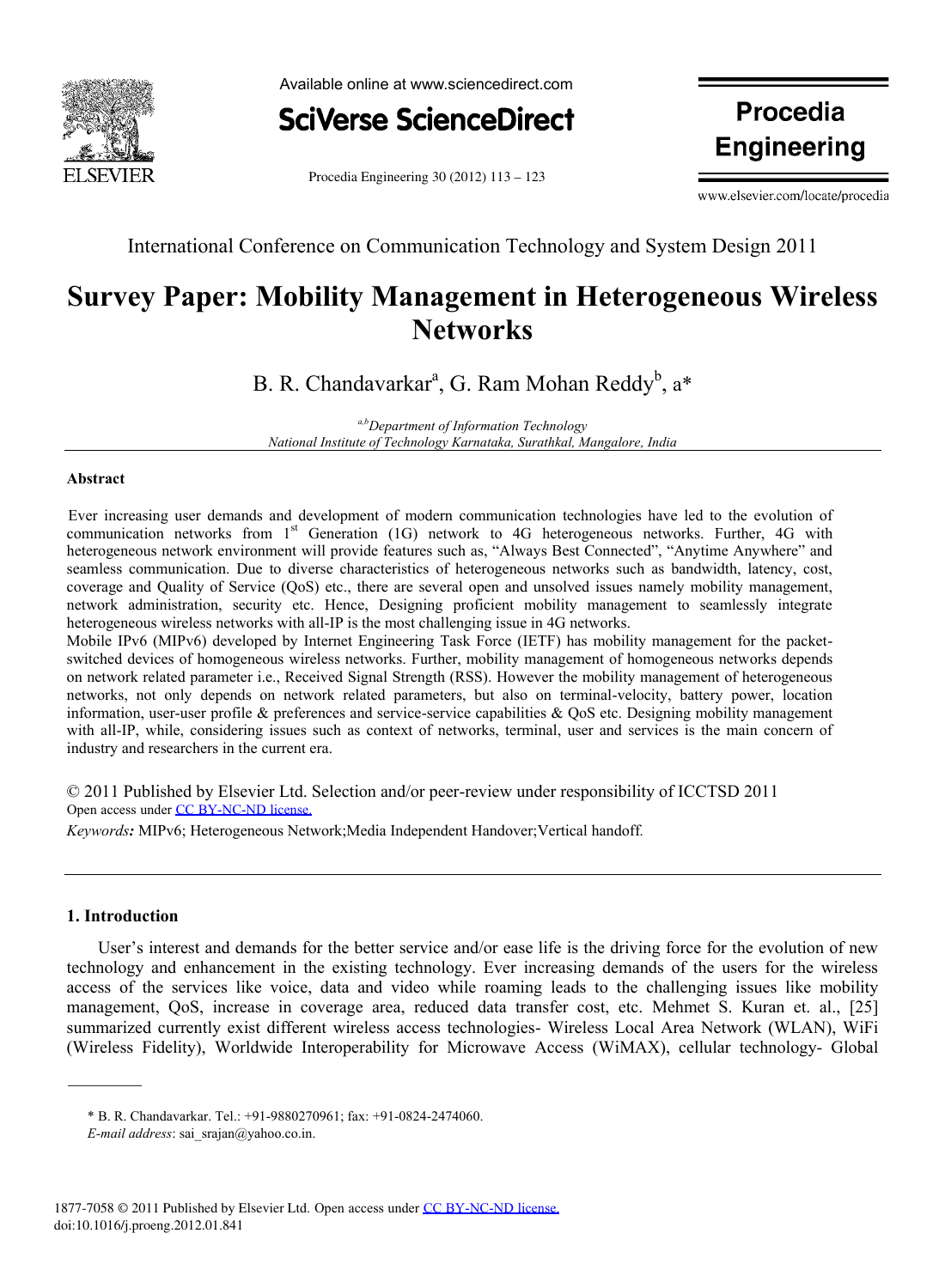International Conference on Communication Technology and System Design 2011

# Survey Paper: Mobility Management in Heterogeneous Wireless Networks

B. R. Chandavarkar[a], G. Ram Mohan Reddy[b], a*

[a,b]*Department of Information Technology*
*National Institute of Technology Karnataka, Surathkal, Mangalore, India*

### Abstract

Ever increasing user demands and development of modern communication technologies have led to the evolution of communication networks from 1[st] Generation (1G) network to 4G heterogeneous networks. Further, 4G with heterogeneous network environment will provide features such as, "Always Best Connected", "Anytime Anywhere" and seamless communication. Due to diverse characteristics of heterogeneous networks such as bandwidth, latency, cost, coverage and Quality of Service (QoS) etc., there are several open and unsolved issues namely mobility management, network administration, security etc. Hence, Designing proficient mobility management to seamlessly integrate heterogeneous wireless networks with all-IP is the most challenging issue in 4G networks.

Mobile IPv6 (MIPv6) developed by Internet Engineering Task Force (IETF) has mobility management for the packet-switched devices of homogeneous wireless networks. Further, mobility management of homogeneous networks depends on network related parameter i.e., Received Signal Strength (RSS). However the mobility management of heterogeneous networks, not only depends on network related parameters, but also on terminal-velocity, battery power, location information, user-user profile & preferences and service-service capabilities & QoS etc. Designing mobility management with all-IP, while, considering issues such as context of networks, terminal, user and services is the main concern of industry and researchers in the current era.

© 2011 Published by Elsevier Ltd. Selection and/or peer-review under responsibility of ICCTSD 2011
Open access under CC BY-NC-ND license.

*Keywords:* MIPv6; Heterogeneous Network;Media Independent Handover;Vertical handoff.

## 1. Introduction

User's interest and demands for the better service and/or ease life is the driving force for the evolution of new technology and enhancement in the existing technology. Ever increasing demands of the users for the wireless access of the services like voice, data and video while roaming leads to the challenging issues like mobility management, QoS, increase in coverage area, reduced data transfer cost, etc. Mehmet S. Kuran et. al., [25] summarized currently exist different wireless access technologies- Wireless Local Area Network (WLAN), WiFi (Wireless Fidelity), Worldwide Interoperability for Microwave Access (WiMAX), cellular technology- Global

---

\* B. R. Chandavarkar. Tel.: +91-9880270961; fax: +91-0824-2474060.
*E-mail address*: sai_srajan@yahoo.co.in.

1877-7058 © 2011 Published by Elsevier Ltd. Open access under CC BY-NC-ND license.
doi:10.1016/j.proeng.2012.01.841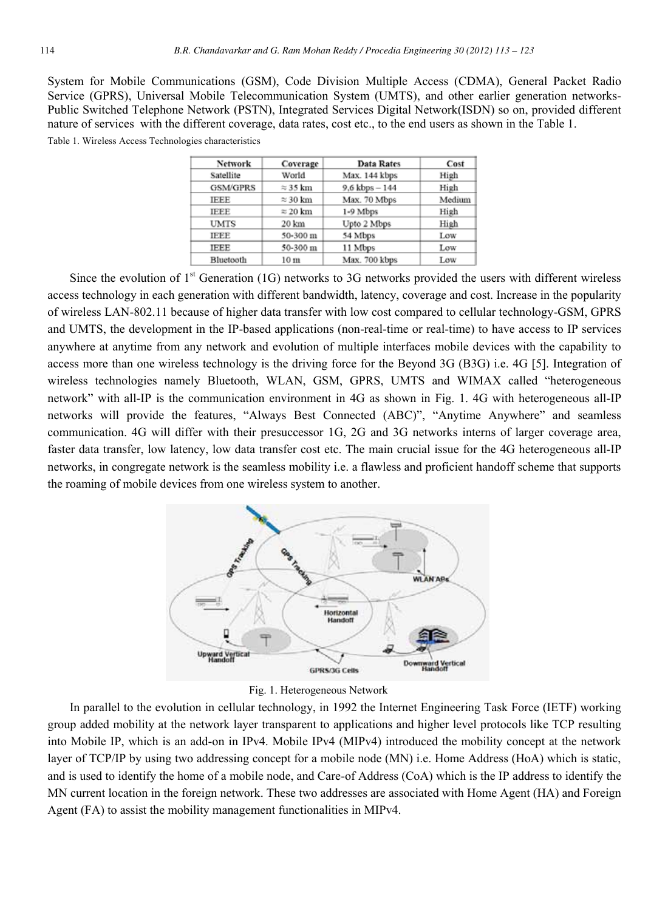System for Mobile Communications (GSM), Code Division Multiple Access (CDMA), General Packet Radio Service (GPRS), Universal Mobile Telecommunication System (UMTS), and other earlier generation networks-Public Switched Telephone Network (PSTN), Integrated Services Digital Network(ISDN) so on, provided different nature of services with the different coverage, data rates, cost etc., to the end users as shown in the Table 1.

Table 1. Wireless Access Technologies characteristics

| Network | Coverage | Data Rates | Cost |
|---|---|---|---|
| Satellite | World | Max. 144 kbps | High |
| GSM/GPRS | ≈ 35 km | 9,6 kbps – 144 | High |
| IEEE | ≈ 30 km | Max. 70 Mbps | Medium |
| IEEE | ≈ 20 km | 1-9 Mbps | High |
| UMTS | 20 km | Upto 2 Mbps | High |
| IEEE | 50-300 m | 54 Mbps | Low |
| IEEE | 50-300 m | 11 Mbps | Low |
| Bluetooth | 10 m | Max. 700 kbps | Low |

Since the evolution of 1st Generation (1G) networks to 3G networks provided the users with different wireless access technology in each generation with different bandwidth, latency, coverage and cost. Increase in the popularity of wireless LAN-802.11 because of higher data transfer with low cost compared to cellular technology-GSM, GPRS and UMTS, the development in the IP-based applications (non-real-time or real-time) to have access to IP services anywhere at anytime from any network and evolution of multiple interfaces mobile devices with the capability to access more than one wireless technology is the driving force for the Beyond 3G (B3G) i.e. 4G [5]. Integration of wireless technologies namely Bluetooth, WLAN, GSM, GPRS, UMTS and WIMAX called "heterogeneous network" with all-IP is the communication environment in 4G as shown in Fig. 1. 4G with heterogeneous all-IP networks will provide the features, "Always Best Connected (ABC)", "Anytime Anywhere" and seamless communication. 4G will differ with their presuccessor 1G, 2G and 3G networks interns of larger coverage area, faster data transfer, low latency, low data transfer cost etc. The main crucial issue for the 4G heterogeneous all-IP networks, in congregate network is the seamless mobility i.e. a flawless and proficient handoff scheme that supports the roaming of mobile devices from one wireless system to another.

Fig. 1. Heterogeneous Network

In parallel to the evolution in cellular technology, in 1992 the Internet Engineering Task Force (IETF) working group added mobility at the network layer transparent to applications and higher level protocols like TCP resulting into Mobile IP, which is an add-on in IPv4. Mobile IPv4 (MIPv4) introduced the mobility concept at the network layer of TCP/IP by using two addressing concept for a mobile node (MN) i.e. Home Address (HoA) which is static, and is used to identify the home of a mobile node, and Care-of Address (CoA) which is the IP address to identify the MN current location in the foreign network. These two addresses are associated with Home Agent (HA) and Foreign Agent (FA) to assist the mobility management functionalities in MIPv4.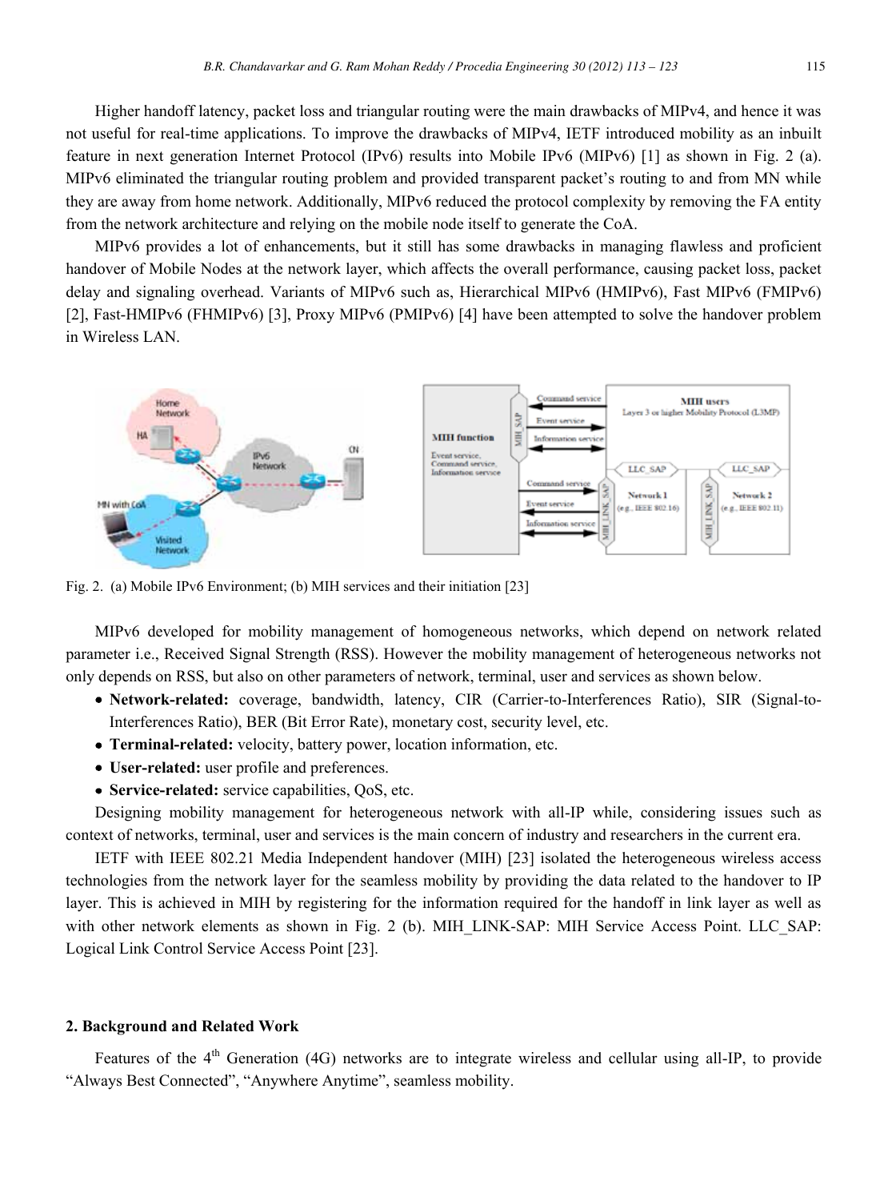Higher handoff latency, packet loss and triangular routing were the main drawbacks of MIPv4, and hence it was not useful for real-time applications. To improve the drawbacks of MIPv4, IETF introduced mobility as an inbuilt feature in next generation Internet Protocol (IPv6) results into Mobile IPv6 (MIPv6) [1] as shown in Fig. 2 (a). MIPv6 eliminated the triangular routing problem and provided transparent packet's routing to and from MN while they are away from home network. Additionally, MIPv6 reduced the protocol complexity by removing the FA entity from the network architecture and relying on the mobile node itself to generate the CoA.

MIPv6 provides a lot of enhancements, but it still has some drawbacks in managing flawless and proficient handover of Mobile Nodes at the network layer, which affects the overall performance, causing packet loss, packet delay and signaling overhead. Variants of MIPv6 such as, Hierarchical MIPv6 (HMIPv6), Fast MIPv6 (FMIPv6) [2], Fast-HMIPv6 (FHMIPv6) [3], Proxy MIPv6 (PMIPv6) [4] have been attempted to solve the handover problem in Wireless LAN.

Fig. 2. (a) Mobile IPv6 Environment; (b) MIH services and their initiation [23]

MIPv6 developed for mobility management of homogeneous networks, which depend on network related parameter i.e., Received Signal Strength (RSS). However the mobility management of heterogeneous networks not only depends on RSS, but also on other parameters of network, terminal, user and services as shown below.

- **Network-related:** coverage, bandwidth, latency, CIR (Carrier-to-Interferences Ratio), SIR (Signal-to-Interferences Ratio), BER (Bit Error Rate), monetary cost, security level, etc.
- **Terminal-related:** velocity, battery power, location information, etc.
- **User-related:** user profile and preferences.
- **Service-related:** service capabilities, QoS, etc.

Designing mobility management for heterogeneous network with all-IP while, considering issues such as context of networks, terminal, user and services is the main concern of industry and researchers in the current era.

IETF with IEEE 802.21 Media Independent handover (MIH) [23] isolated the heterogeneous wireless access technologies from the network layer for the seamless mobility by providing the data related to the handover to IP layer. This is achieved in MIH by registering for the information required for the handoff in link layer as well as with other network elements as shown in Fig. 2 (b). MIH_LINK-SAP: MIH Service Access Point. LLC_SAP: Logical Link Control Service Access Point [23].

## 2. Background and Related Work

Features of the 4[th] Generation (4G) networks are to integrate wireless and cellular using all-IP, to provide "Always Best Connected", "Anywhere Anytime", seamless mobility.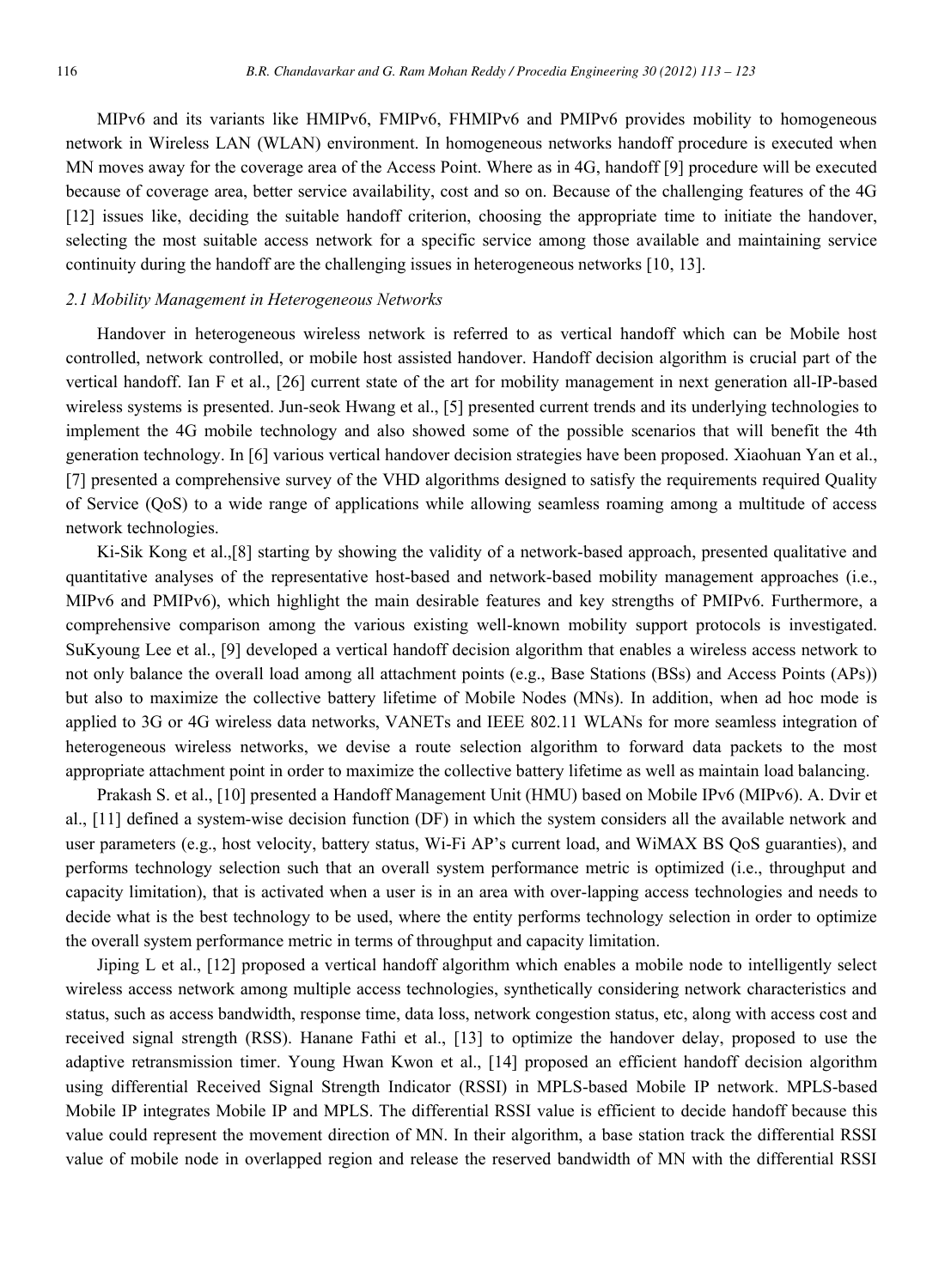MIPv6 and its variants like HMIPv6, FMIPv6, FHMIPv6 and PMIPv6 provides mobility to homogeneous network in Wireless LAN (WLAN) environment. In homogeneous networks handoff procedure is executed when MN moves away for the coverage area of the Access Point. Where as in 4G, handoff [9] procedure will be executed because of coverage area, better service availability, cost and so on. Because of the challenging features of the 4G [12] issues like, deciding the suitable handoff criterion, choosing the appropriate time to initiate the handover, selecting the most suitable access network for a specific service among those available and maintaining service continuity during the handoff are the challenging issues in heterogeneous networks [10, 13].

### *2.1 Mobility Management in Heterogeneous Networks*

Handover in heterogeneous wireless network is referred to as vertical handoff which can be Mobile host controlled, network controlled, or mobile host assisted handover. Handoff decision algorithm is crucial part of the vertical handoff. Ian F et al., [26] current state of the art for mobility management in next generation all-IP-based wireless systems is presented. Jun-seok Hwang et al., [5] presented current trends and its underlying technologies to implement the 4G mobile technology and also showed some of the possible scenarios that will benefit the 4th generation technology. In [6] various vertical handover decision strategies have been proposed. Xiaohuan Yan et al., [7] presented a comprehensive survey of the VHD algorithms designed to satisfy the requirements required Quality of Service (QoS) to a wide range of applications while allowing seamless roaming among a multitude of access network technologies.

Ki-Sik Kong et al.,[8] starting by showing the validity of a network-based approach, presented qualitative and quantitative analyses of the representative host-based and network-based mobility management approaches (i.e., MIPv6 and PMIPv6), which highlight the main desirable features and key strengths of PMIPv6. Furthermore, a comprehensive comparison among the various existing well-known mobility support protocols is investigated. SuKyoung Lee et al., [9] developed a vertical handoff decision algorithm that enables a wireless access network to not only balance the overall load among all attachment points (e.g., Base Stations (BSs) and Access Points (APs)) but also to maximize the collective battery lifetime of Mobile Nodes (MNs). In addition, when ad hoc mode is applied to 3G or 4G wireless data networks, VANETs and IEEE 802.11 WLANs for more seamless integration of heterogeneous wireless networks, we devise a route selection algorithm to forward data packets to the most appropriate attachment point in order to maximize the collective battery lifetime as well as maintain load balancing.

Prakash S. et al., [10] presented a Handoff Management Unit (HMU) based on Mobile IPv6 (MIPv6). A. Dvir et al., [11] defined a system-wise decision function (DF) in which the system considers all the available network and user parameters (e.g., host velocity, battery status, Wi-Fi AP's current load, and WiMAX BS QoS guaranties), and performs technology selection such that an overall system performance metric is optimized (i.e., throughput and capacity limitation), that is activated when a user is in an area with over-lapping access technologies and needs to decide what is the best technology to be used, where the entity performs technology selection in order to optimize the overall system performance metric in terms of throughput and capacity limitation.

Jiping L et al., [12] proposed a vertical handoff algorithm which enables a mobile node to intelligently select wireless access network among multiple access technologies, synthetically considering network characteristics and status, such as access bandwidth, response time, data loss, network congestion status, etc, along with access cost and received signal strength (RSS). Hanane Fathi et al., [13] to optimize the handover delay, proposed to use the adaptive retransmission timer. Young Hwan Kwon et al., [14] proposed an efficient handoff decision algorithm using differential Received Signal Strength Indicator (RSSI) in MPLS-based Mobile IP network. MPLS-based Mobile IP integrates Mobile IP and MPLS. The differential RSSI value is efficient to decide handoff because this value could represent the movement direction of MN. In their algorithm, a base station track the differential RSSI value of mobile node in overlapped region and release the reserved bandwidth of MN with the differential RSSI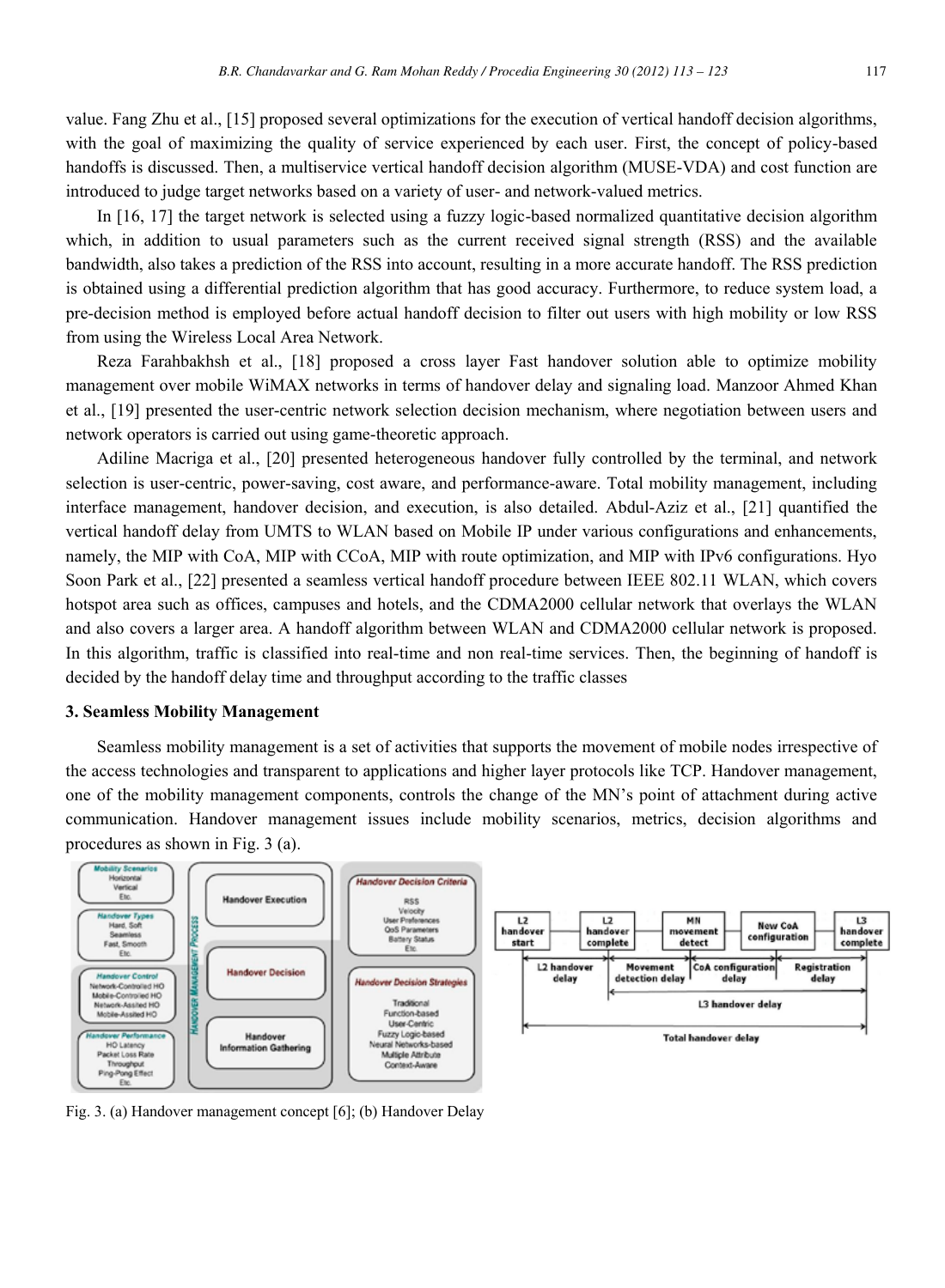value. Fang Zhu et al., [15] proposed several optimizations for the execution of vertical handoff decision algorithms, with the goal of maximizing the quality of service experienced by each user. First, the concept of policy-based handoffs is discussed. Then, a multiservice vertical handoff decision algorithm (MUSE-VDA) and cost function are introduced to judge target networks based on a variety of user- and network-valued metrics.

In [16, 17] the target network is selected using a fuzzy logic-based normalized quantitative decision algorithm which, in addition to usual parameters such as the current received signal strength (RSS) and the available bandwidth, also takes a prediction of the RSS into account, resulting in a more accurate handoff. The RSS prediction is obtained using a differential prediction algorithm that has good accuracy. Furthermore, to reduce system load, a pre-decision method is employed before actual handoff decision to filter out users with high mobility or low RSS from using the Wireless Local Area Network.

Reza Farahbakhsh et al., [18] proposed a cross layer Fast handover solution able to optimize mobility management over mobile WiMAX networks in terms of handover delay and signaling load. Manzoor Ahmed Khan et al., [19] presented the user-centric network selection decision mechanism, where negotiation between users and network operators is carried out using game-theoretic approach.

Adiline Macriga et al., [20] presented heterogeneous handover fully controlled by the terminal, and network selection is user-centric, power-saving, cost aware, and performance-aware. Total mobility management, including interface management, handover decision, and execution, is also detailed. Abdul-Aziz et al., [21] quantified the vertical handoff delay from UMTS to WLAN based on Mobile IP under various configurations and enhancements, namely, the MIP with CoA, MIP with CCoA, MIP with route optimization, and MIP with IPv6 configurations. Hyo Soon Park et al., [22] presented a seamless vertical handoff procedure between IEEE 802.11 WLAN, which covers hotspot area such as offices, campuses and hotels, and the CDMA2000 cellular network that overlays the WLAN and also covers a larger area. A handoff algorithm between WLAN and CDMA2000 cellular network is proposed. In this algorithm, traffic is classified into real-time and non real-time services. Then, the beginning of handoff is decided by the handoff delay time and throughput according to the traffic classes

### 3. Seamless Mobility Management

Seamless mobility management is a set of activities that supports the movement of mobile nodes irrespective of the access technologies and transparent to applications and higher layer protocols like TCP. Handover management, one of the mobility management components, controls the change of the MN's point of attachment during active communication. Handover management issues include mobility scenarios, metrics, decision algorithms and procedures as shown in Fig. 3 (a).

Fig. 3. (a) Handover management concept [6]; (b) Handover Delay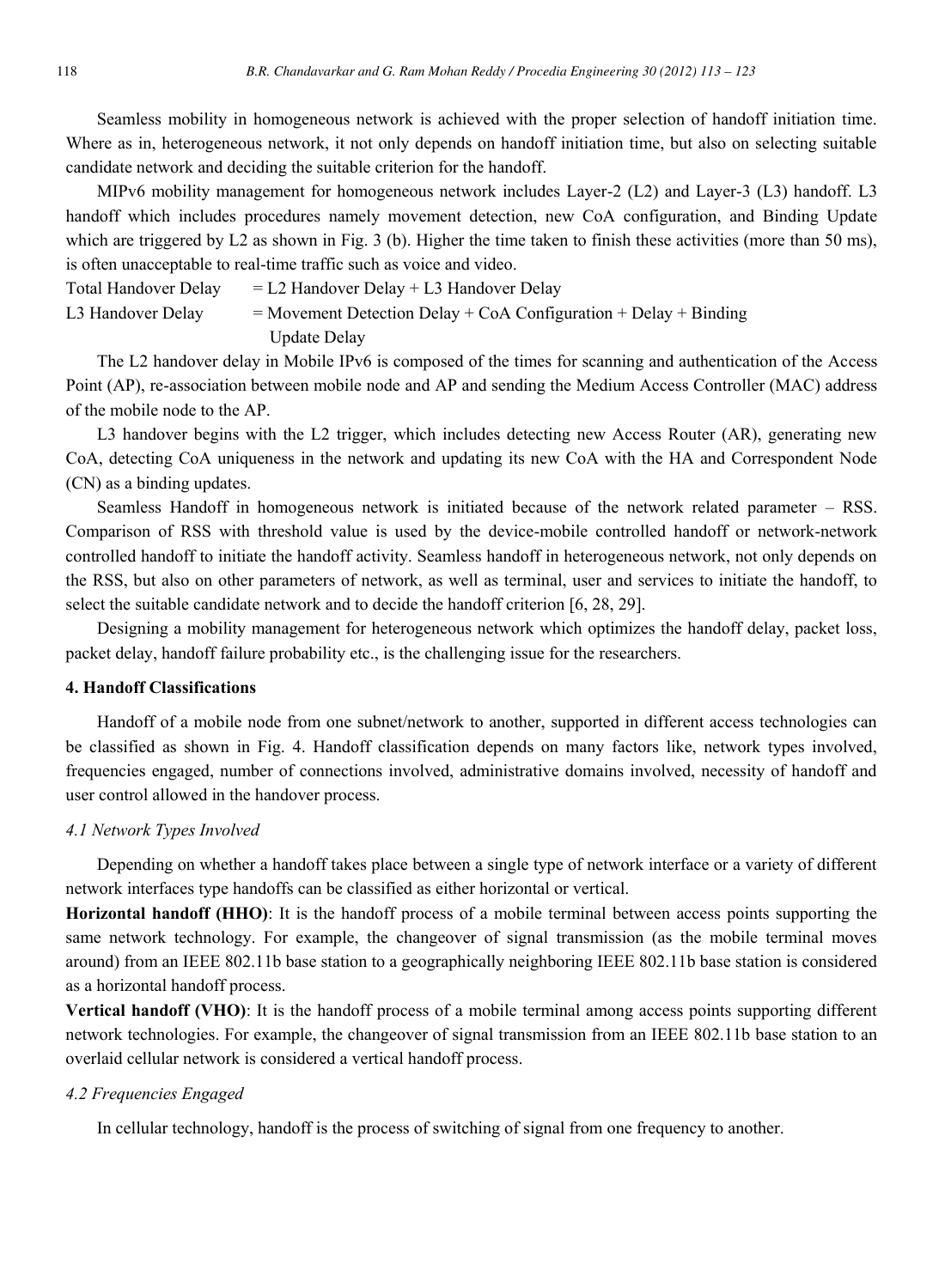Seamless mobility in homogeneous network is achieved with the proper selection of handoff initiation time. Where as in, heterogeneous network, it not only depends on handoff initiation time, but also on selecting suitable candidate network and deciding the suitable criterion for the handoff.

MIPv6 mobility management for homogeneous network includes Layer-2 (L2) and Layer-3 (L3) handoff. L3 handoff which includes procedures namely movement detection, new CoA configuration, and Binding Update which are triggered by L2 as shown in Fig. 3 (b). Higher the time taken to finish these activities (more than 50 ms), is often unacceptable to real-time traffic such as voice and video.

Total Handover Delay = L2 Handover Delay + L3 Handover Delay

L3 Handover Delay = Movement Detection Delay + CoA Configuration + Delay + Binding Update Delay

The L2 handover delay in Mobile IPv6 is composed of the times for scanning and authentication of the Access Point (AP), re-association between mobile node and AP and sending the Medium Access Controller (MAC) address of the mobile node to the AP.

L3 handover begins with the L2 trigger, which includes detecting new Access Router (AR), generating new CoA, detecting CoA uniqueness in the network and updating its new CoA with the HA and Correspondent Node (CN) as a binding updates.

Seamless Handoff in homogeneous network is initiated because of the network related parameter – RSS. Comparison of RSS with threshold value is used by the device-mobile controlled handoff or network-network controlled handoff to initiate the handoff activity. Seamless handoff in heterogeneous network, not only depends on the RSS, but also on other parameters of network, as well as terminal, user and services to initiate the handoff, to select the suitable candidate network and to decide the handoff criterion [6, 28, 29].

Designing a mobility management for heterogeneous network which optimizes the handoff delay, packet loss, packet delay, handoff failure probability etc., is the challenging issue for the researchers.

## 4. Handoff Classifications

Handoff of a mobile node from one subnet/network to another, supported in different access technologies can be classified as shown in Fig. 4. Handoff classification depends on many factors like, network types involved, frequencies engaged, number of connections involved, administrative domains involved, necessity of handoff and user control allowed in the handover process.

### *4.1 Network Types Involved*

Depending on whether a handoff takes place between a single type of network interface or a variety of different network interfaces type handoffs can be classified as either horizontal or vertical.

**Horizontal handoff (HHO)**: It is the handoff process of a mobile terminal between access points supporting the same network technology. For example, the changeover of signal transmission (as the mobile terminal moves around) from an IEEE 802.11b base station to a geographically neighboring IEEE 802.11b base station is considered as a horizontal handoff process.

**Vertical handoff (VHO)**: It is the handoff process of a mobile terminal among access points supporting different network technologies. For example, the changeover of signal transmission from an IEEE 802.11b base station to an overlaid cellular network is considered a vertical handoff process.

### *4.2 Frequencies Engaged*

In cellular technology, handoff is the process of switching of signal from one frequency to another.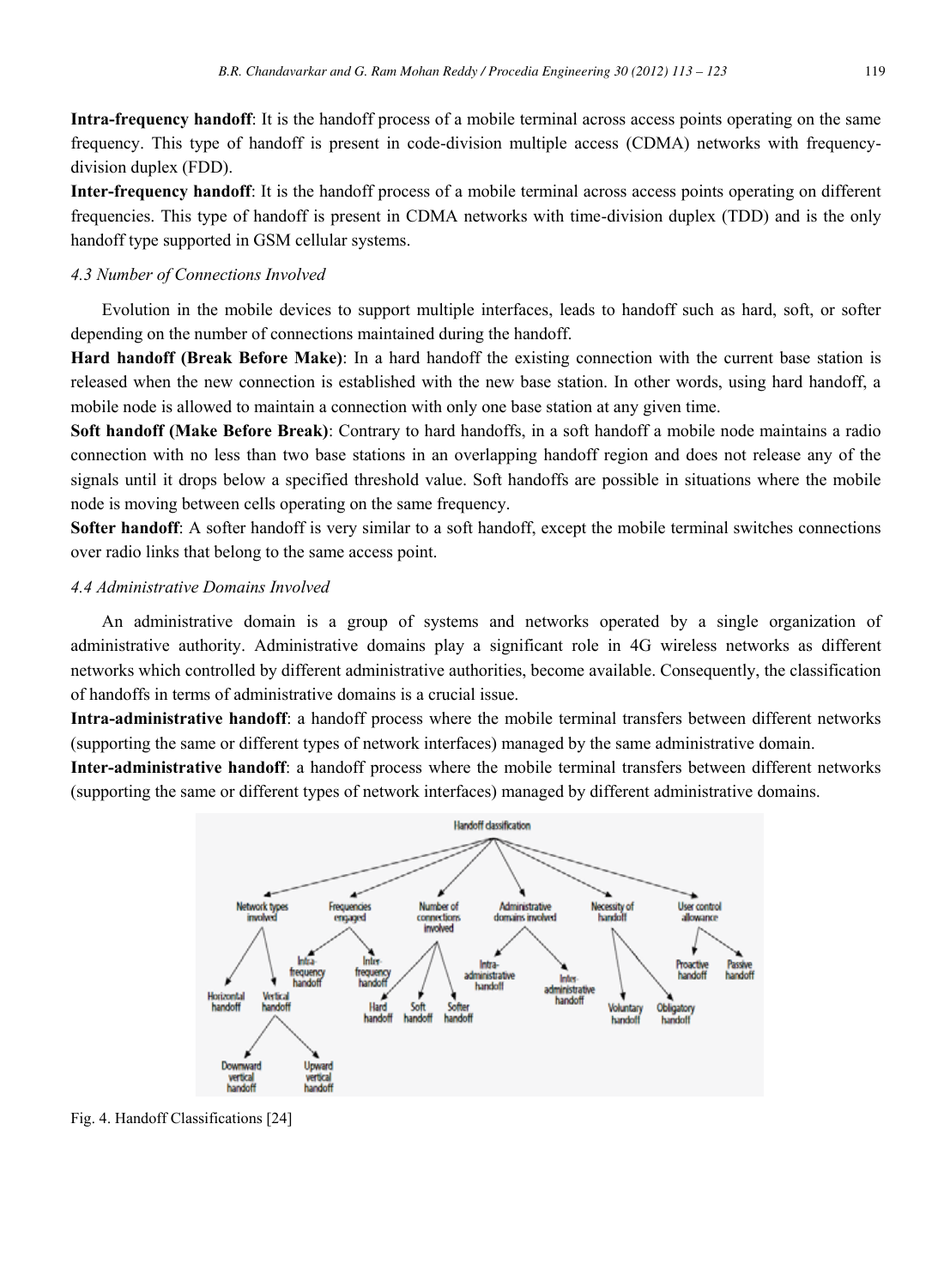**Intra-frequency handoff**: It is the handoff process of a mobile terminal across access points operating on the same frequency. This type of handoff is present in code-division multiple access (CDMA) networks with frequency-division duplex (FDD).

**Inter-frequency handoff**: It is the handoff process of a mobile terminal across access points operating on different frequencies. This type of handoff is present in CDMA networks with time-division duplex (TDD) and is the only handoff type supported in GSM cellular systems.

*4.3 Number of Connections Involved*

Evolution in the mobile devices to support multiple interfaces, leads to handoff such as hard, soft, or softer depending on the number of connections maintained during the handoff.

**Hard handoff (Break Before Make)**: In a hard handoff the existing connection with the current base station is released when the new connection is established with the new base station. In other words, using hard handoff, a mobile node is allowed to maintain a connection with only one base station at any given time.

**Soft handoff (Make Before Break)**: Contrary to hard handoffs, in a soft handoff a mobile node maintains a radio connection with no less than two base stations in an overlapping handoff region and does not release any of the signals until it drops below a specified threshold value. Soft handoffs are possible in situations where the mobile node is moving between cells operating on the same frequency.

**Softer handoff**: A softer handoff is very similar to a soft handoff, except the mobile terminal switches connections over radio links that belong to the same access point.

*4.4 Administrative Domains Involved*

An administrative domain is a group of systems and networks operated by a single organization of administrative authority. Administrative domains play a significant role in 4G wireless networks as different networks which controlled by different administrative authorities, become available. Consequently, the classification of handoffs in terms of administrative domains is a crucial issue.

**Intra-administrative handoff**: a handoff process where the mobile terminal transfers between different networks (supporting the same or different types of network interfaces) managed by the same administrative domain.

**Inter-administrative handoff**: a handoff process where the mobile terminal transfers between different networks (supporting the same or different types of network interfaces) managed by different administrative domains.

Handoff classification

Network types involved

Frequencies engaged

Number of connections involved

Administrative domains involved

Necessity of handoff

User control allowance

Horizontal handoff

Vertical handoff

Downward vertical handoff

Upward vertical handoff

Intra-frequency handoff

Inter-frequency handoff

Hard handoff

Soft handoff

Softer handoff

Intra-administrative handoff

Inter-administrative handoff

Voluntary handoff

Obligatory handoff

Proactive handoff

Passive handoff

Fig. 4. Handoff Classifications [24]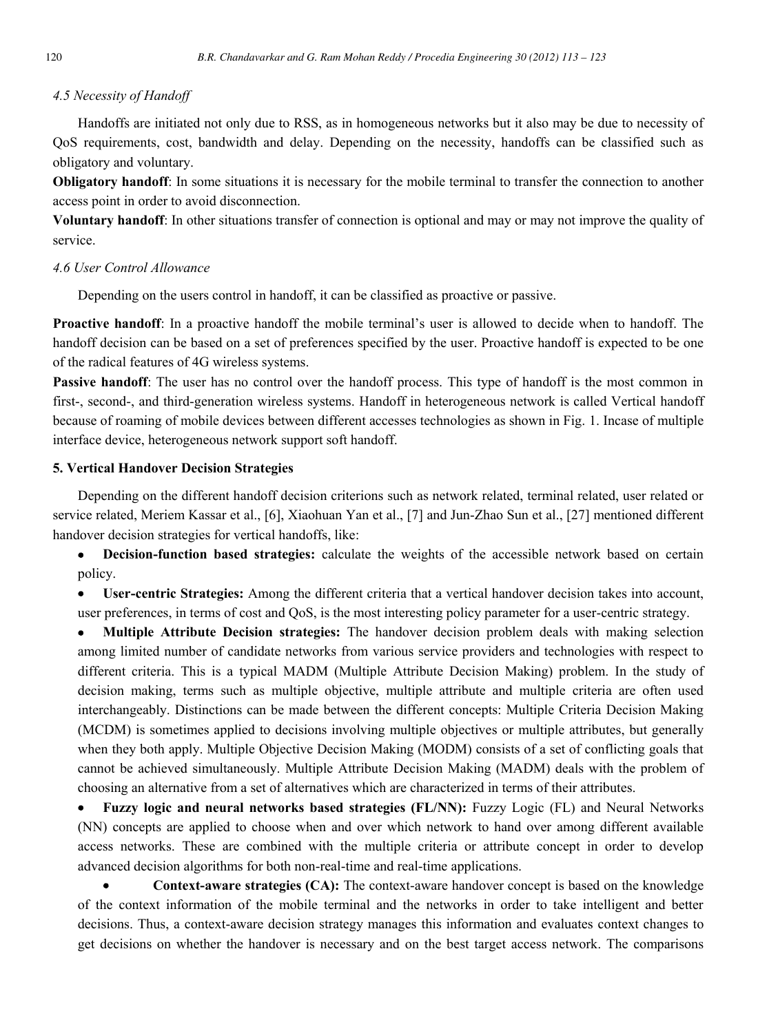### *4.5 Necessity of Handoff*

Handoffs are initiated not only due to RSS, as in homogeneous networks but it also may be due to necessity of QoS requirements, cost, bandwidth and delay. Depending on the necessity, handoffs can be classified such as obligatory and voluntary.

**Obligatory handoff**: In some situations it is necessary for the mobile terminal to transfer the connection to another access point in order to avoid disconnection.

**Voluntary handoff**: In other situations transfer of connection is optional and may or may not improve the quality of service.

### *4.6 User Control Allowance*

Depending on the users control in handoff, it can be classified as proactive or passive.

**Proactive handoff**: In a proactive handoff the mobile terminal's user is allowed to decide when to handoff. The handoff decision can be based on a set of preferences specified by the user. Proactive handoff is expected to be one of the radical features of 4G wireless systems.

**Passive handoff**: The user has no control over the handoff process. This type of handoff is the most common in first-, second-, and third-generation wireless systems. Handoff in heterogeneous network is called Vertical handoff because of roaming of mobile devices between different accesses technologies as shown in Fig. 1. Incase of multiple interface device, heterogeneous network support soft handoff.

## 5. Vertical Handover Decision Strategies

Depending on the different handoff decision criterions such as network related, terminal related, user related or service related, Meriem Kassar et al., [6], Xiaohuan Yan et al., [7] and Jun-Zhao Sun et al., [27] mentioned different handover decision strategies for vertical handoffs, like:

- **Decision-function based strategies:** calculate the weights of the accessible network based on certain policy.
- **User-centric Strategies:** Among the different criteria that a vertical handover decision takes into account, user preferences, in terms of cost and QoS, is the most interesting policy parameter for a user-centric strategy.
- **Multiple Attribute Decision strategies:** The handover decision problem deals with making selection among limited number of candidate networks from various service providers and technologies with respect to different criteria. This is a typical MADM (Multiple Attribute Decision Making) problem. In the study of decision making, terms such as multiple objective, multiple attribute and multiple criteria are often used interchangeably. Distinctions can be made between the different concepts: Multiple Criteria Decision Making (MCDM) is sometimes applied to decisions involving multiple objectives or multiple attributes, but generally when they both apply. Multiple Objective Decision Making (MODM) consists of a set of conflicting goals that cannot be achieved simultaneously. Multiple Attribute Decision Making (MADM) deals with the problem of choosing an alternative from a set of alternatives which are characterized in terms of their attributes.
- **Fuzzy logic and neural networks based strategies (FL/NN):** Fuzzy Logic (FL) and Neural Networks (NN) concepts are applied to choose when and over which network to hand over among different available access networks. These are combined with the multiple criteria or attribute concept in order to develop advanced decision algorithms for both non-real-time and real-time applications.
- **Context-aware strategies (CA):** The context-aware handover concept is based on the knowledge of the context information of the mobile terminal and the networks in order to take intelligent and better decisions. Thus, a context-aware decision strategy manages this information and evaluates context changes to get decisions on whether the handover is necessary and on the best target access network. The comparisons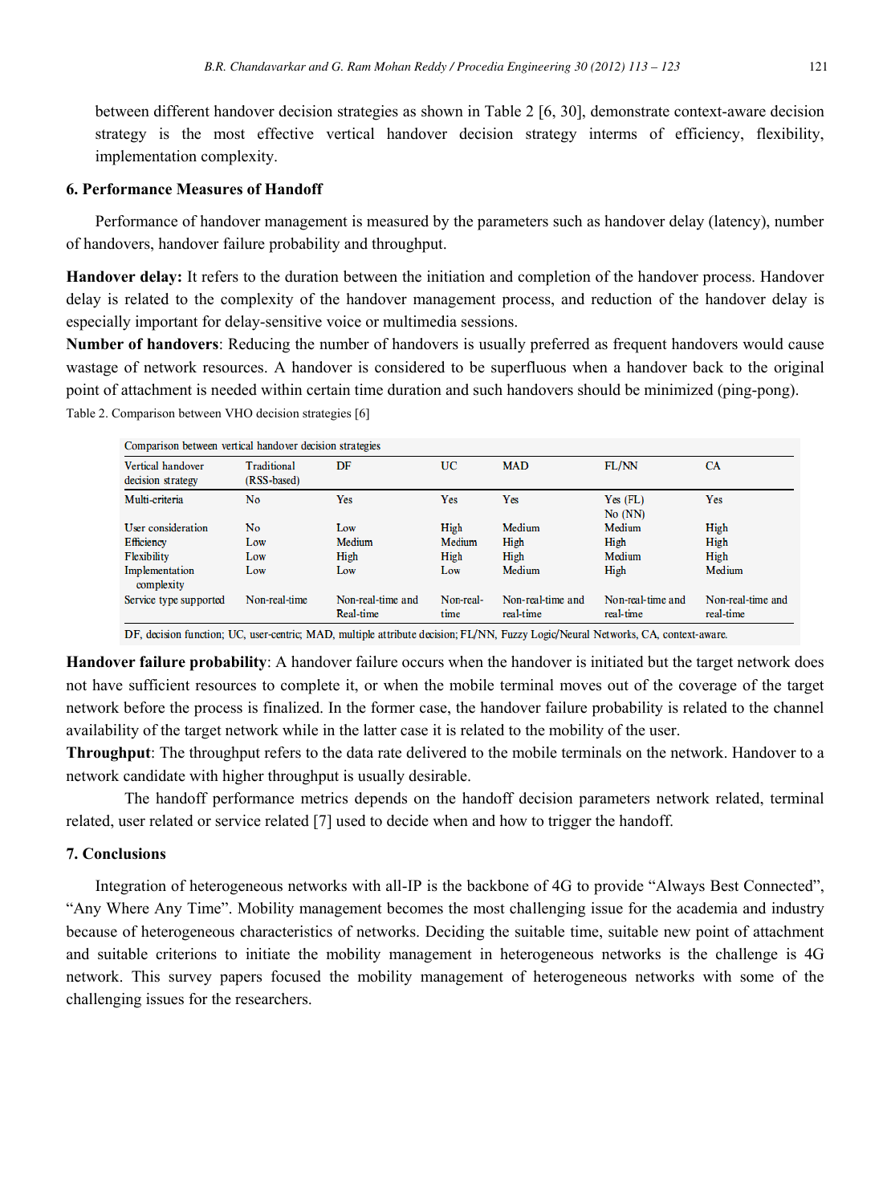between different handover decision strategies as shown in Table 2 [6, 30], demonstrate context-aware decision strategy is the most effective vertical handover decision strategy interms of efficiency, flexibility, implementation complexity.

## 6. Performance Measures of Handoff

Performance of handover management is measured by the parameters such as handover delay (latency), number of handovers, handover failure probability and throughput.

**Handover delay:** It refers to the duration between the initiation and completion of the handover process. Handover delay is related to the complexity of the handover management process, and reduction of the handover delay is especially important for delay-sensitive voice or multimedia sessions.

**Number of handovers**: Reducing the number of handovers is usually preferred as frequent handovers would cause wastage of network resources. A handover is considered to be superfluous when a handover back to the original point of attachment is needed within certain time duration and such handovers should be minimized (ping-pong).

Table 2. Comparison between VHO decision strategies [6]

Comparison between vertical handover decision strategies

| Vertical handover decision strategy | Traditional (RSS-based) | DF | UC | MAD | FL/NN | CA |
|---|---|---|---|---|---|---|
| Multi-criteria | No | Yes | Yes | Yes | Yes (FL) No (NN) | Yes |
| User consideration | No | Low | High | Medium | Medium | High |
| Efficiency | Low | Medium | Medium | High | High | High |
| Flexibility | Low | High | High | High | Medium | High |
| Implementation complexity | Low | Low | Low | Medium | High | Medium |
| Service type supported | Non-real-time | Non-real-time and Real-time | Non-real-time | Non-real-time and real-time | Non-real-time and real-time | Non-real-time and real-time |

DF, decision function; UC, user-centric; MAD, multiple attribute decision; FL/NN, Fuzzy Logic/Neural Networks, CA, context-aware.

**Handover failure probability**: A handover failure occurs when the handover is initiated but the target network does not have sufficient resources to complete it, or when the mobile terminal moves out of the coverage of the target network before the process is finalized. In the former case, the handover failure probability is related to the channel availability of the target network while in the latter case it is related to the mobility of the user.

**Throughput**: The throughput refers to the data rate delivered to the mobile terminals on the network. Handover to a network candidate with higher throughput is usually desirable.

The handoff performance metrics depends on the handoff decision parameters network related, terminal related, user related or service related [7] used to decide when and how to trigger the handoff.

## 7. Conclusions

Integration of heterogeneous networks with all-IP is the backbone of 4G to provide "Always Best Connected", "Any Where Any Time". Mobility management becomes the most challenging issue for the academia and industry because of heterogeneous characteristics of networks. Deciding the suitable time, suitable new point of attachment and suitable criterions to initiate the mobility management in heterogeneous networks is the challenge is 4G network. This survey papers focused the mobility management of heterogeneous networks with some of the challenging issues for the researchers.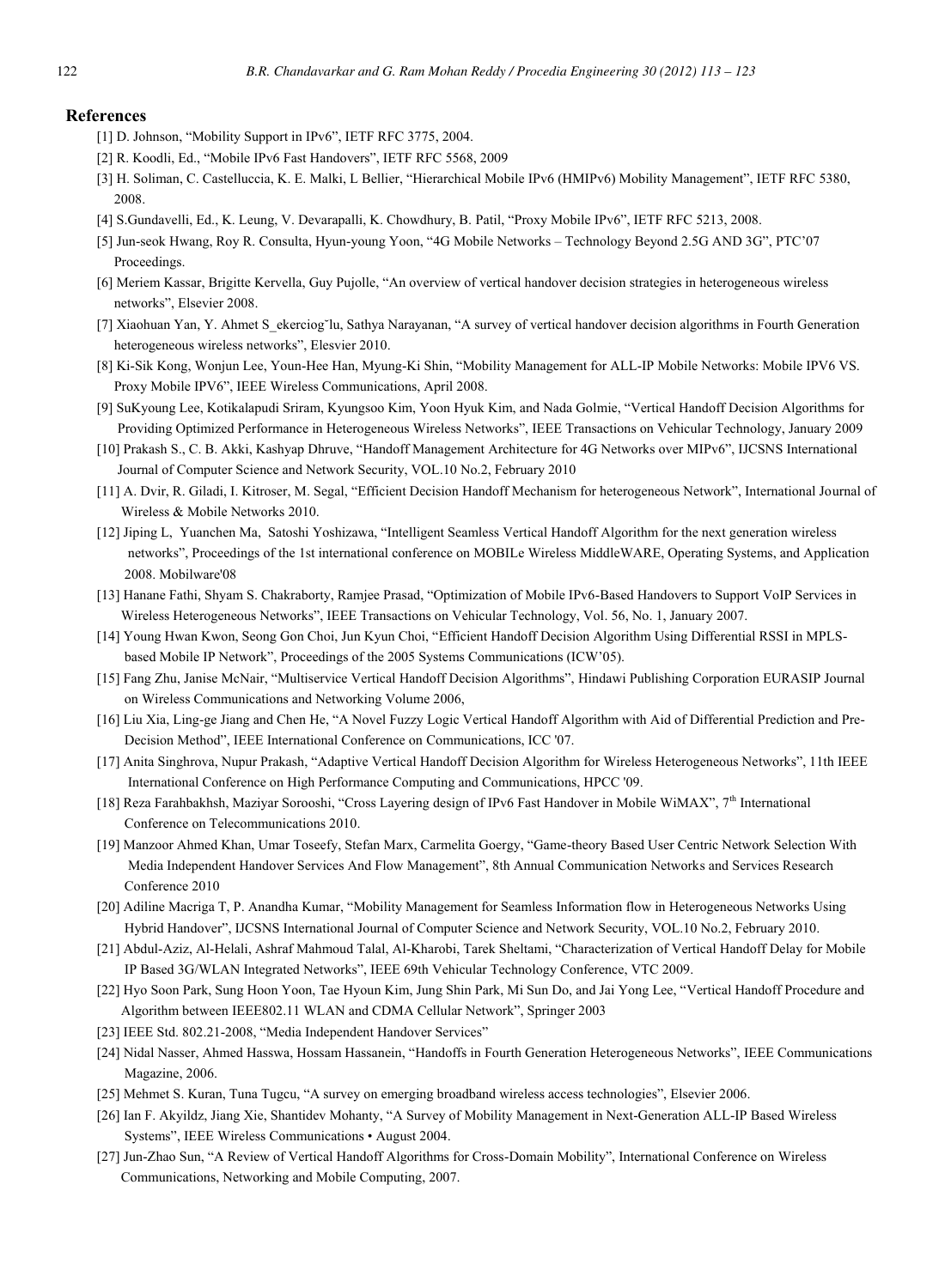## References

[1] D. Johnson, "Mobility Support in IPv6", IETF RFC 3775, 2004.

[2] R. Koodli, Ed., "Mobile IPv6 Fast Handovers", IETF RFC 5568, 2009

[3] H. Soliman, C. Castelluccia, K. E. Malki, L Bellier, "Hierarchical Mobile IPv6 (HMIPv6) Mobility Management", IETF RFC 5380, 2008.

[4] S.Gundavelli, Ed., K. Leung, V. Devarapalli, K. Chowdhury, B. Patil, "Proxy Mobile IPv6", IETF RFC 5213, 2008.

[5] Jun-seok Hwang, Roy R. Consulta, Hyun-young Yoon, "4G Mobile Networks – Technology Beyond 2.5G AND 3G", PTC'07 Proceedings.

[6] Meriem Kassar, Brigitte Kervella, Guy Pujolle, "An overview of vertical handover decision strategies in heterogeneous wireless networks", Elsevier 2008.

[7] Xiaohuan Yan, Y. Ahmet S_ekerciog˘lu, Sathya Narayanan, "A survey of vertical handover decision algorithms in Fourth Generation heterogeneous wireless networks", Elesvier 2010.

[8] Ki-Sik Kong, Wonjun Lee, Youn-Hee Han, Myung-Ki Shin, "Mobility Management for ALL-IP Mobile Networks: Mobile IPV6 VS. Proxy Mobile IPV6", IEEE Wireless Communications, April 2008.

[9] SuKyoung Lee, Kotikalapudi Sriram, Kyungsoo Kim, Yoon Hyuk Kim, and Nada Golmie, "Vertical Handoff Decision Algorithms for Providing Optimized Performance in Heterogeneous Wireless Networks", IEEE Transactions on Vehicular Technology, January 2009

[10] Prakash S., C. B. Akki, Kashyap Dhruve, "Handoff Management Architecture for 4G Networks over MIPv6", IJCSNS International Journal of Computer Science and Network Security, VOL.10 No.2, February 2010

[11] A. Dvir, R. Giladi, I. Kitroser, M. Segal, "Efficient Decision Handoff Mechanism for heterogeneous Network", International Journal of Wireless & Mobile Networks 2010.

[12] Jiping L, Yuanchen Ma, Satoshi Yoshizawa, "Intelligent Seamless Vertical Handoff Algorithm for the next generation wireless networks", Proceedings of the 1st international conference on MOBILe Wireless MiddleWARE, Operating Systems, and Application 2008. Mobilware'08

[13] Hanane Fathi, Shyam S. Chakraborty, Ramjee Prasad, "Optimization of Mobile IPv6-Based Handovers to Support VoIP Services in Wireless Heterogeneous Networks", IEEE Transactions on Vehicular Technology, Vol. 56, No. 1, January 2007.

[14] Young Hwan Kwon, Seong Gon Choi, Jun Kyun Choi, "Efficient Handoff Decision Algorithm Using Differential RSSI in MPLS-based Mobile IP Network", Proceedings of the 2005 Systems Communications (ICW'05).

[15] Fang Zhu, Janise McNair, "Multiservice Vertical Handoff Decision Algorithms", Hindawi Publishing Corporation EURASIP Journal on Wireless Communications and Networking Volume 2006,

[16] Liu Xia, Ling-ge Jiang and Chen He, "A Novel Fuzzy Logic Vertical Handoff Algorithm with Aid of Differential Prediction and Pre-Decision Method", IEEE International Conference on Communications, ICC '07.

[17] Anita Singhrova, Nupur Prakash, "Adaptive Vertical Handoff Decision Algorithm for Wireless Heterogeneous Networks", 11th IEEE International Conference on High Performance Computing and Communications, HPCC '09.

[18] Reza Farahbakhsh, Maziyar Sorooshi, "Cross Layering design of IPv6 Fast Handover in Mobile WiMAX", 7th International Conference on Telecommunications 2010.

[19] Manzoor Ahmed Khan, Umar Toseefy, Stefan Marx, Carmelita Goergy, "Game-theory Based User Centric Network Selection With Media Independent Handover Services And Flow Management", 8th Annual Communication Networks and Services Research Conference 2010

[20] Adiline Macriga T, P. Anandha Kumar, "Mobility Management for Seamless Information flow in Heterogeneous Networks Using Hybrid Handover", IJCSNS International Journal of Computer Science and Network Security, VOL.10 No.2, February 2010.

[21] Abdul-Aziz, Al-Helali, Ashraf Mahmoud Talal, Al-Kharobi, Tarek Sheltami, "Characterization of Vertical Handoff Delay for Mobile IP Based 3G/WLAN Integrated Networks", IEEE 69th Vehicular Technology Conference, VTC 2009.

[22] Hyo Soon Park, Sung Hoon Yoon, Tae Hyoun Kim, Jung Shin Park, Mi Sun Do, and Jai Yong Lee, "Vertical Handoff Procedure and Algorithm between IEEE802.11 WLAN and CDMA Cellular Network", Springer 2003

[23] IEEE Std. 802.21-2008, "Media Independent Handover Services"

[24] Nidal Nasser, Ahmed Hasswa, Hossam Hassanein, "Handoffs in Fourth Generation Heterogeneous Networks", IEEE Communications Magazine, 2006.

[25] Mehmet S. Kuran, Tuna Tugcu, "A survey on emerging broadband wireless access technologies", Elsevier 2006.

[26] Ian F. Akyildz, Jiang Xie, Shantidev Mohanty, "A Survey of Mobility Management in Next-Generation ALL-IP Based Wireless Systems", IEEE Wireless Communications • August 2004.

[27] Jun-Zhao Sun, "A Review of Vertical Handoff Algorithms for Cross-Domain Mobility", International Conference on Wireless Communications, Networking and Mobile Computing, 2007.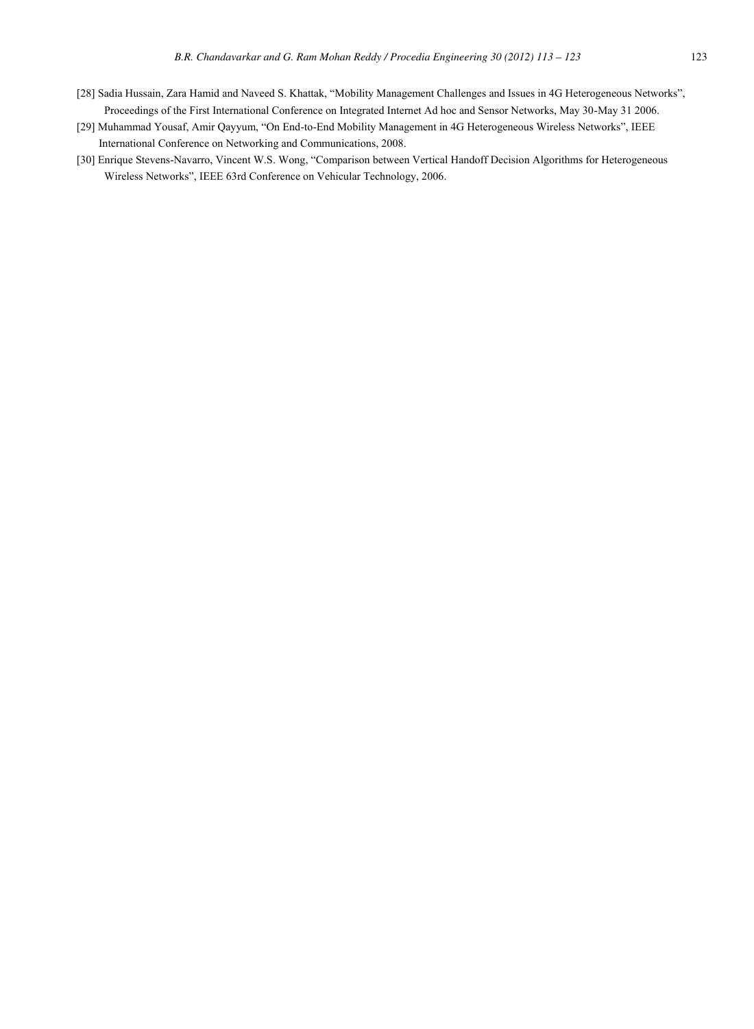[28] Sadia Hussain, Zara Hamid and Naveed S. Khattak, "Mobility Management Challenges and Issues in 4G Heterogeneous Networks", Proceedings of the First International Conference on Integrated Internet Ad hoc and Sensor Networks, May 30-May 31 2006.

[29] Muhammad Yousaf, Amir Qayyum, "On End-to-End Mobility Management in 4G Heterogeneous Wireless Networks", IEEE International Conference on Networking and Communications, 2008.

[30] Enrique Stevens-Navarro, Vincent W.S. Wong, "Comparison between Vertical Handoff Decision Algorithms for Heterogeneous Wireless Networks", IEEE 63rd Conference on Vehicular Technology, 2006.